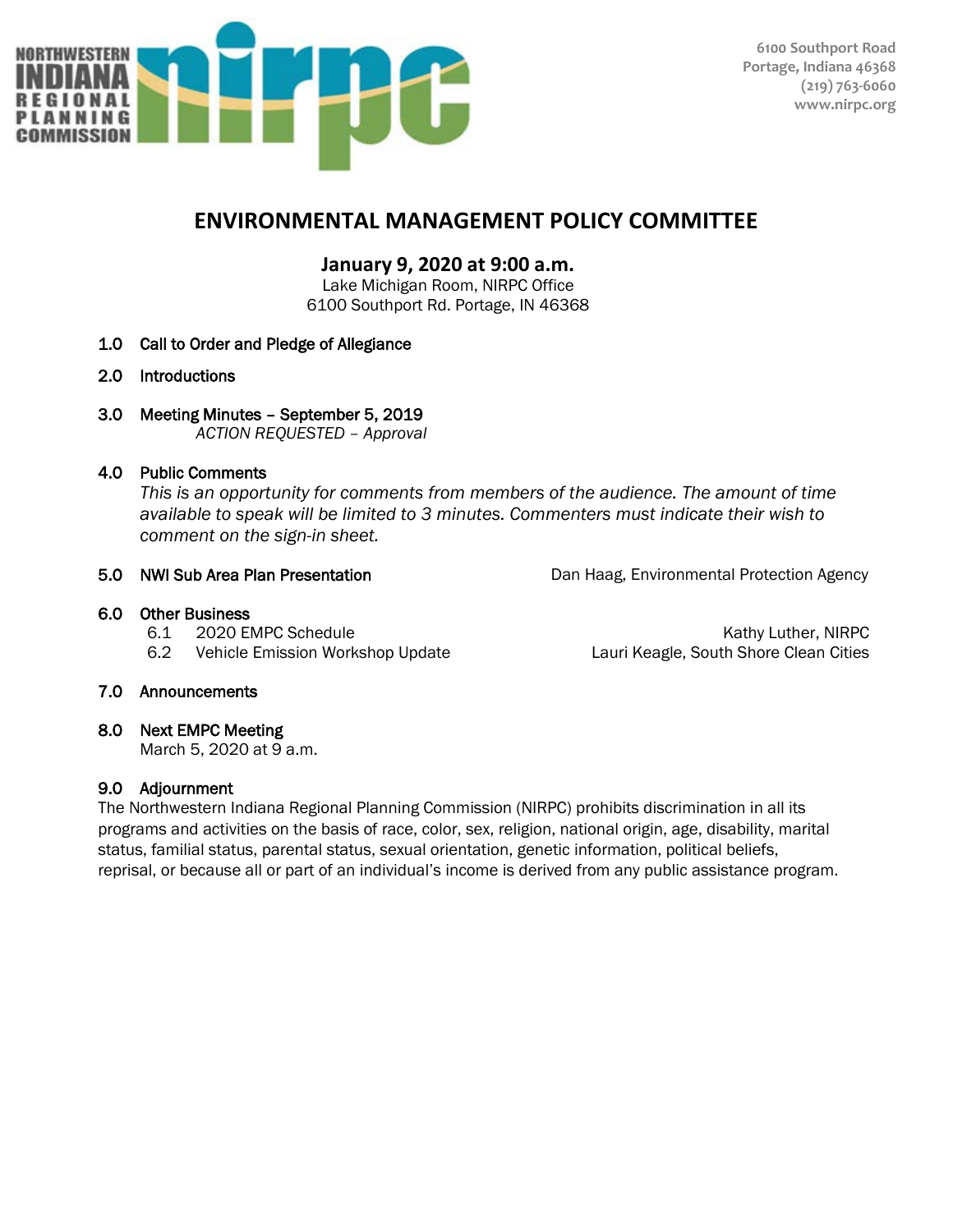NORTHWESTERN INDIANA REGIONAL PLANNING COMMISSION

6100 Southport Road
Portage, Indiana 46368
(219) 763-6060
www.nirpc.org

# ENVIRONMENTAL MANAGEMENT POLICY COMMITTEE

## January 9, 2020 at 9:00 a.m.

Lake Michigan Room, NIRPC Office
6100 Southport Rd. Portage, IN 46368

**1.0 Call to Order and Pledge of Allegiance**

**2.0 Introductions**

**3.0 Meeting Minutes – September 5, 2019**
*ACTION REQUESTED – Approval*

**4.0 Public Comments**
*This is an opportunity for comments from members of the audience. The amount of time available to speak will be limited to 3 minutes. Commenters must indicate their wish to comment on the sign-in sheet.*

**5.0 NWI Sub Area Plan Presentation** — Dan Haag, Environmental Protection Agency

**6.0 Other Business**
- 6.1 2020 EMPC Schedule — Kathy Luther, NIRPC
- 6.2 Vehicle Emission Workshop Update — Lauri Keagle, South Shore Clean Cities

**7.0 Announcements**

**8.0 Next EMPC Meeting**
March 5, 2020 at 9 a.m.

**9.0 Adjournment**

The Northwestern Indiana Regional Planning Commission (NIRPC) prohibits discrimination in all its programs and activities on the basis of race, color, sex, religion, national origin, age, disability, marital status, familial status, parental status, sexual orientation, genetic information, political beliefs, reprisal, or because all or part of an individual's income is derived from any public assistance program.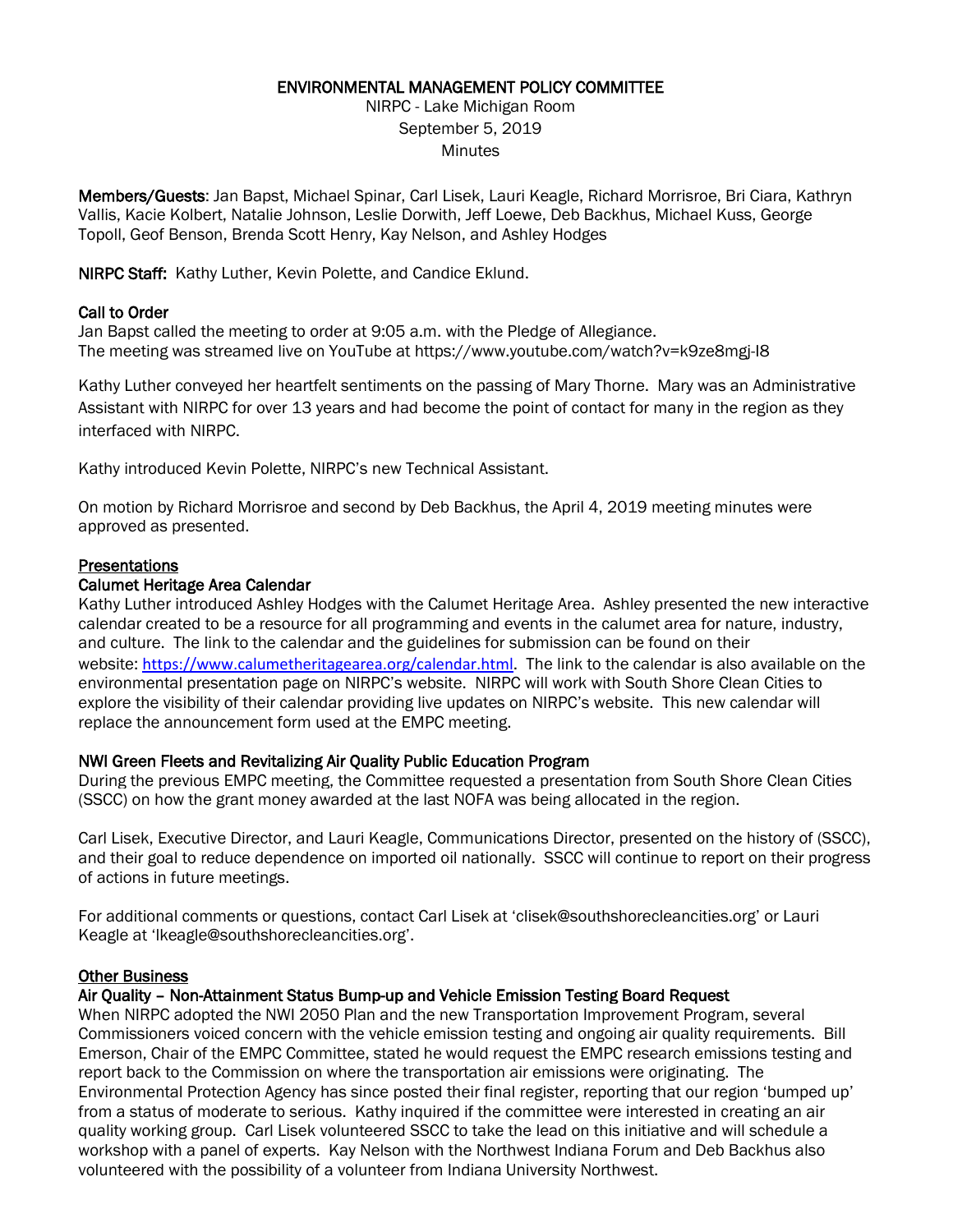# ENVIRONMENTAL MANAGEMENT POLICY COMMITTEE

NIRPC - Lake Michigan Room
September 5, 2019
Minutes

**Members/Guests**: Jan Bapst, Michael Spinar, Carl Lisek, Lauri Keagle, Richard Morrisroe, Bri Ciara, Kathryn Vallis, Kacie Kolbert, Natalie Johnson, Leslie Dorwith, Jeff Loewe, Deb Backhus, Michael Kuss, George Topoll, Geof Benson, Brenda Scott Henry, Kay Nelson, and Ashley Hodges

**NIRPC Staff:** Kathy Luther, Kevin Polette, and Candice Eklund.

## Call to Order

Jan Bapst called the meeting to order at 9:05 a.m. with the Pledge of Allegiance.
The meeting was streamed live on YouTube at https://www.youtube.com/watch?v=k9ze8mgj-I8

Kathy Luther conveyed her heartfelt sentiments on the passing of Mary Thorne. Mary was an Administrative Assistant with NIRPC for over 13 years and had become the point of contact for many in the region as they interfaced with NIRPC.

Kathy introduced Kevin Polette, NIRPC's new Technical Assistant.

On motion by Richard Morrisroe and second by Deb Backhus, the April 4, 2019 meeting minutes were approved as presented.

## Presentations

### Calumet Heritage Area Calendar

Kathy Luther introduced Ashley Hodges with the Calumet Heritage Area. Ashley presented the new interactive calendar created to be a resource for all programming and events in the calumet area for nature, industry, and culture. The link to the calendar and the guidelines for submission can be found on their website: https://www.calumetheritagearea.org/calendar.html. The link to the calendar is also available on the environmental presentation page on NIRPC's website. NIRPC will work with South Shore Clean Cities to explore the visibility of their calendar providing live updates on NIRPC's website. This new calendar will replace the announcement form used at the EMPC meeting.

### NWI Green Fleets and Revitalizing Air Quality Public Education Program

During the previous EMPC meeting, the Committee requested a presentation from South Shore Clean Cities (SSCC) on how the grant money awarded at the last NOFA was being allocated in the region.

Carl Lisek, Executive Director, and Lauri Keagle, Communications Director, presented on the history of (SSCC), and their goal to reduce dependence on imported oil nationally. SSCC will continue to report on their progress of actions in future meetings.

For additional comments or questions, contact Carl Lisek at 'clisek@southshorecleancities.org' or Lauri Keagle at 'lkeagle@southshorecleancities.org'.

## Other Business

### Air Quality – Non-Attainment Status Bump-up and Vehicle Emission Testing Board Request

When NIRPC adopted the NWI 2050 Plan and the new Transportation Improvement Program, several Commissioners voiced concern with the vehicle emission testing and ongoing air quality requirements. Bill Emerson, Chair of the EMPC Committee, stated he would request the EMPC research emissions testing and report back to the Commission on where the transportation air emissions were originating. The Environmental Protection Agency has since posted their final register, reporting that our region 'bumped up' from a status of moderate to serious. Kathy inquired if the committee were interested in creating an air quality working group. Carl Lisek volunteered SSCC to take the lead on this initiative and will schedule a workshop with a panel of experts. Kay Nelson with the Northwest Indiana Forum and Deb Backhus also volunteered with the possibility of a volunteer from Indiana University Northwest.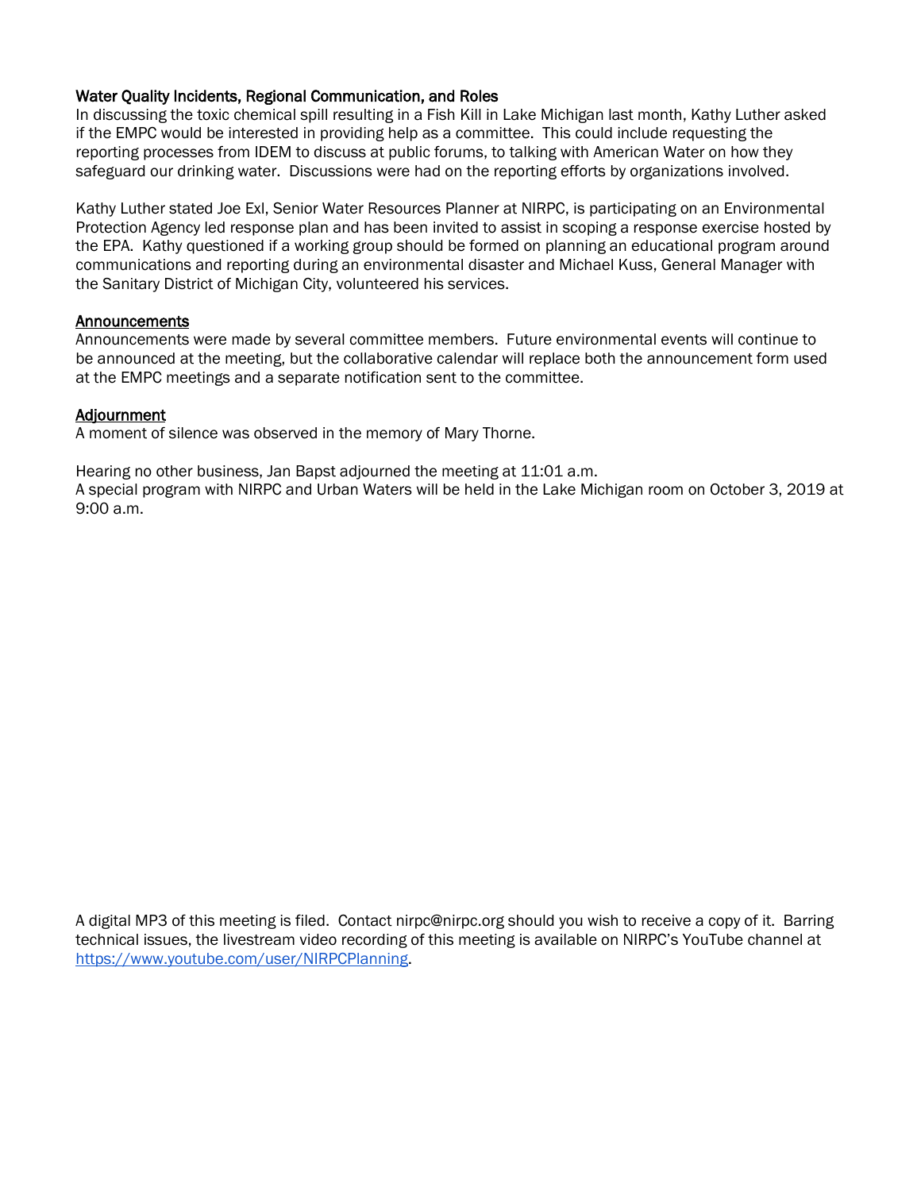**Water Quality Incidents, Regional Communication, and Roles**

In discussing the toxic chemical spill resulting in a Fish Kill in Lake Michigan last month, Kathy Luther asked if the EMPC would be interested in providing help as a committee. This could include requesting the reporting processes from IDEM to discuss at public forums, to talking with American Water on how they safeguard our drinking water. Discussions were had on the reporting efforts by organizations involved.

Kathy Luther stated Joe Exl, Senior Water Resources Planner at NIRPC, is participating on an Environmental Protection Agency led response plan and has been invited to assist in scoping a response exercise hosted by the EPA. Kathy questioned if a working group should be formed on planning an educational program around communications and reporting during an environmental disaster and Michael Kuss, General Manager with the Sanitary District of Michigan City, volunteered his services.

**Announcements**

Announcements were made by several committee members. Future environmental events will continue to be announced at the meeting, but the collaborative calendar will replace both the announcement form used at the EMPC meetings and a separate notification sent to the committee.

**Adjournment**

A moment of silence was observed in the memory of Mary Thorne.

Hearing no other business, Jan Bapst adjourned the meeting at 11:01 a.m.
A special program with NIRPC and Urban Waters will be held in the Lake Michigan room on October 3, 2019 at 9:00 a.m.

A digital MP3 of this meeting is filed. Contact nirpc@nirpc.org should you wish to receive a copy of it. Barring technical issues, the livestream video recording of this meeting is available on NIRPC's YouTube channel at [https://www.youtube.com/user/NIRPCPlanning](https://www.youtube.com/user/NIRPCPlanning).